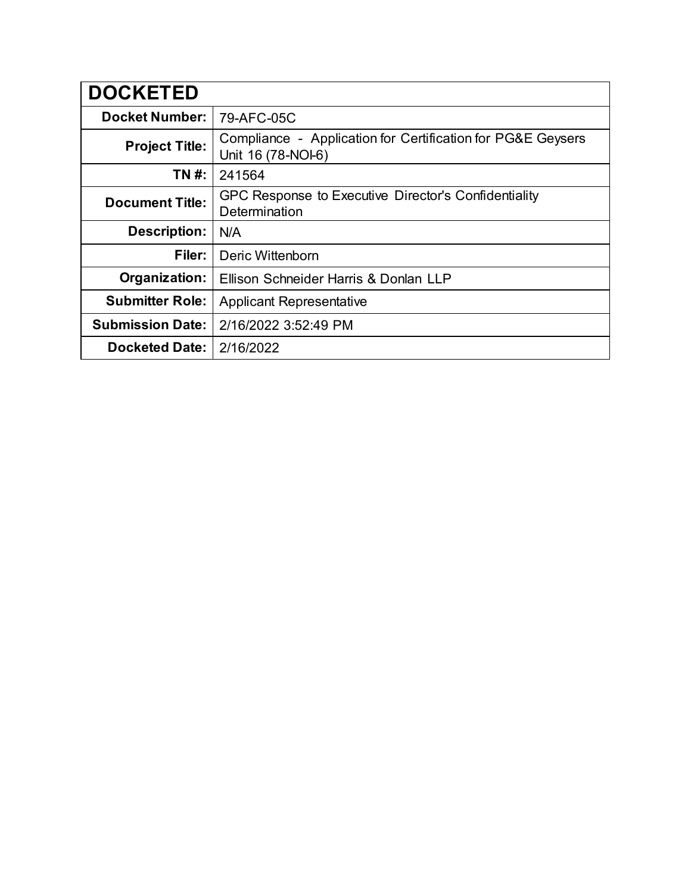| DOCKETED | |
|---|---|
| **Docket Number:** | 79-AFC-05C |
| **Project Title:** | Compliance - Application for Certification for PG&E Geysers Unit 16 (78-NOI-6) |
| **TN #:** | 241564 |
| **Document Title:** | GPC Response to Executive Director's Confidentiality Determination |
| **Description:** | N/A |
| **Filer:** | Deric Wittenborn |
| **Organization:** | Ellison Schneider Harris & Donlan LLP |
| **Submitter Role:** | Applicant Representative |
| **Submission Date:** | 2/16/2022 3:52:49 PM |
| **Docketed Date:** | 2/16/2022 |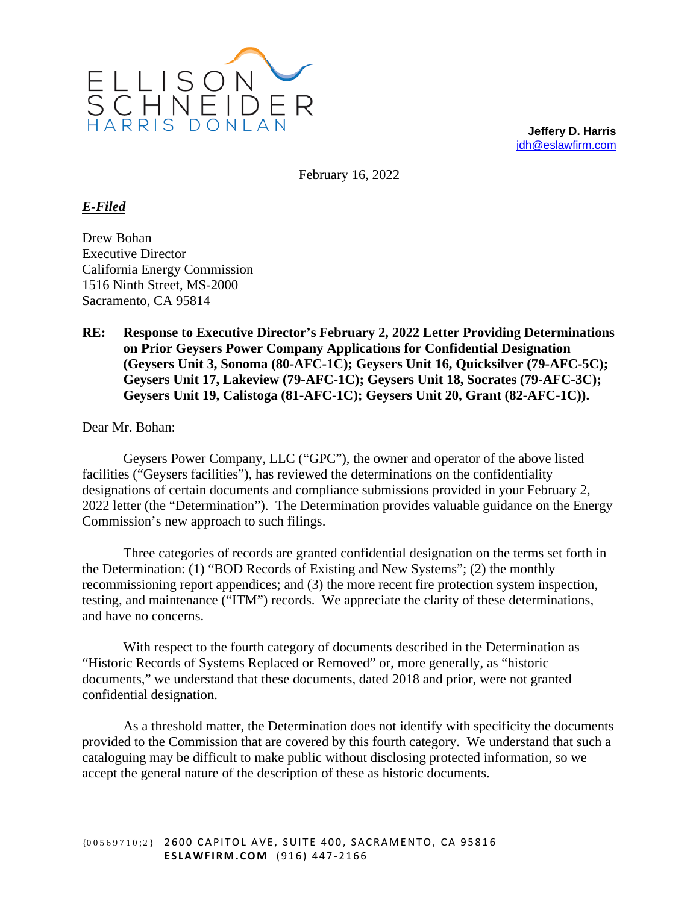ELLISON SCHNEIDER HARRIS DONLAN

**Jeffery D. Harris**
jdh@eslawfirm.com

February 16, 2022

***E-Filed***

Drew Bohan
Executive Director
California Energy Commission
1516 Ninth Street, MS-2000
Sacramento, CA 95814

**RE: Response to Executive Director's February 2, 2022 Letter Providing Determinations on Prior Geysers Power Company Applications for Confidential Designation (Geysers Unit 3, Sonoma (80-AFC-1C); Geysers Unit 16, Quicksilver (79-AFC-5C); Geysers Unit 17, Lakeview (79-AFC-1C); Geysers Unit 18, Socrates (79-AFC-3C); Geysers Unit 19, Calistoga (81-AFC-1C); Geysers Unit 20, Grant (82-AFC-1C)).**

Dear Mr. Bohan:

Geysers Power Company, LLC ("GPC"), the owner and operator of the above listed facilities ("Geysers facilities"), has reviewed the determinations on the confidentiality designations of certain documents and compliance submissions provided in your February 2, 2022 letter (the "Determination"). The Determination provides valuable guidance on the Energy Commission's new approach to such filings.

Three categories of records are granted confidential designation on the terms set forth in the Determination: (1) "BOD Records of Existing and New Systems"; (2) the monthly recommissioning report appendices; and (3) the more recent fire protection system inspection, testing, and maintenance ("ITM") records. We appreciate the clarity of these determinations, and have no concerns.

With respect to the fourth category of documents described in the Determination as "Historic Records of Systems Replaced or Removed" or, more generally, as "historic documents," we understand that these documents, dated 2018 and prior, were not granted confidential designation.

As a threshold matter, the Determination does not identify with specificity the documents provided to the Commission that are covered by this fourth category. We understand that such a cataloguing may be difficult to make public without disclosing protected information, so we accept the general nature of the description of these as historic documents.

{00569710;2} 2600 CAPITOL AVE, SUITE 400, SACRAMENTO, CA 95816
**ESLAWFIRM.COM** (916) 447-2166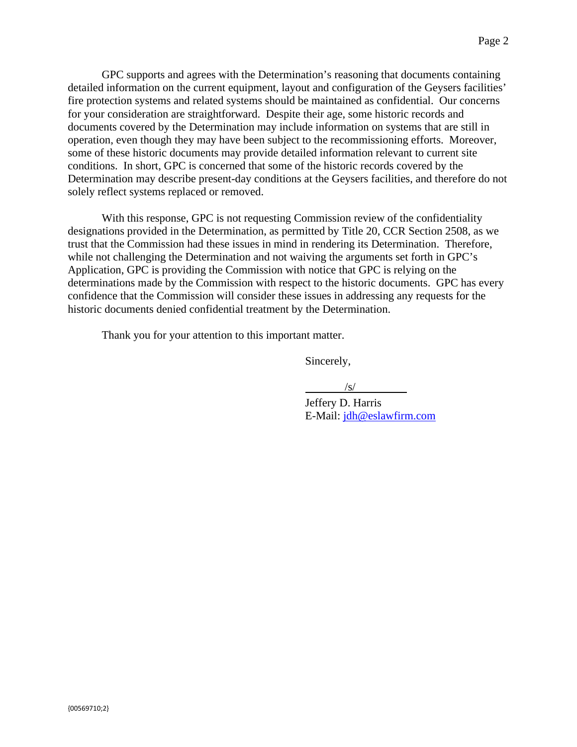GPC supports and agrees with the Determination's reasoning that documents containing detailed information on the current equipment, layout and configuration of the Geysers facilities' fire protection systems and related systems should be maintained as confidential. Our concerns for your consideration are straightforward. Despite their age, some historic records and documents covered by the Determination may include information on systems that are still in operation, even though they may have been subject to the recommissioning efforts. Moreover, some of these historic documents may provide detailed information relevant to current site conditions. In short, GPC is concerned that some of the historic records covered by the Determination may describe present-day conditions at the Geysers facilities, and therefore do not solely reflect systems replaced or removed.

With this response, GPC is not requesting Commission review of the confidentiality designations provided in the Determination, as permitted by Title 20, CCR Section 2508, as we trust that the Commission had these issues in mind in rendering its Determination. Therefore, while not challenging the Determination and not waiving the arguments set forth in GPC's Application, GPC is providing the Commission with notice that GPC is relying on the determinations made by the Commission with respect to the historic documents. GPC has every confidence that the Commission will consider these issues in addressing any requests for the historic documents denied confidential treatment by the Determination.

Thank you for your attention to this important matter.

Sincerely,

/s/

Jeffery D. Harris
E-Mail: jdh@eslawfirm.com

{00569710;2}